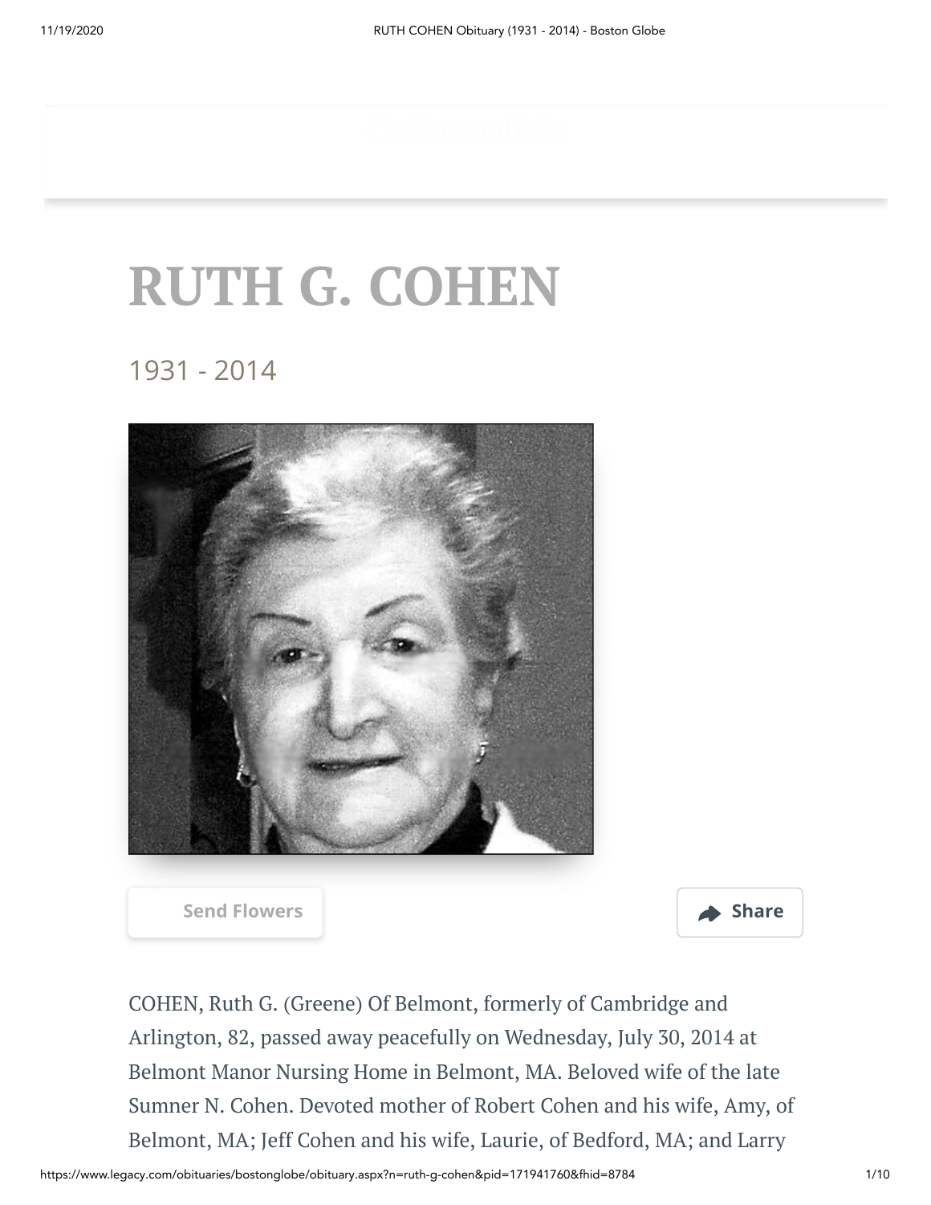# RUTH G. COHEN

1931 - 2014

Send Flowers

Share

COHEN, Ruth G. (Greene) Of Belmont, formerly of Cambridge and Arlington, 82, passed away peacefully on Wednesday, July 30, 2014 at Belmont Manor Nursing Home in Belmont, MA. Beloved wife of the late Sumner N. Cohen. Devoted mother of Robert Cohen and his wife, Amy, of Belmont, MA; Jeff Cohen and his wife, Laurie, of Bedford, MA; and Larry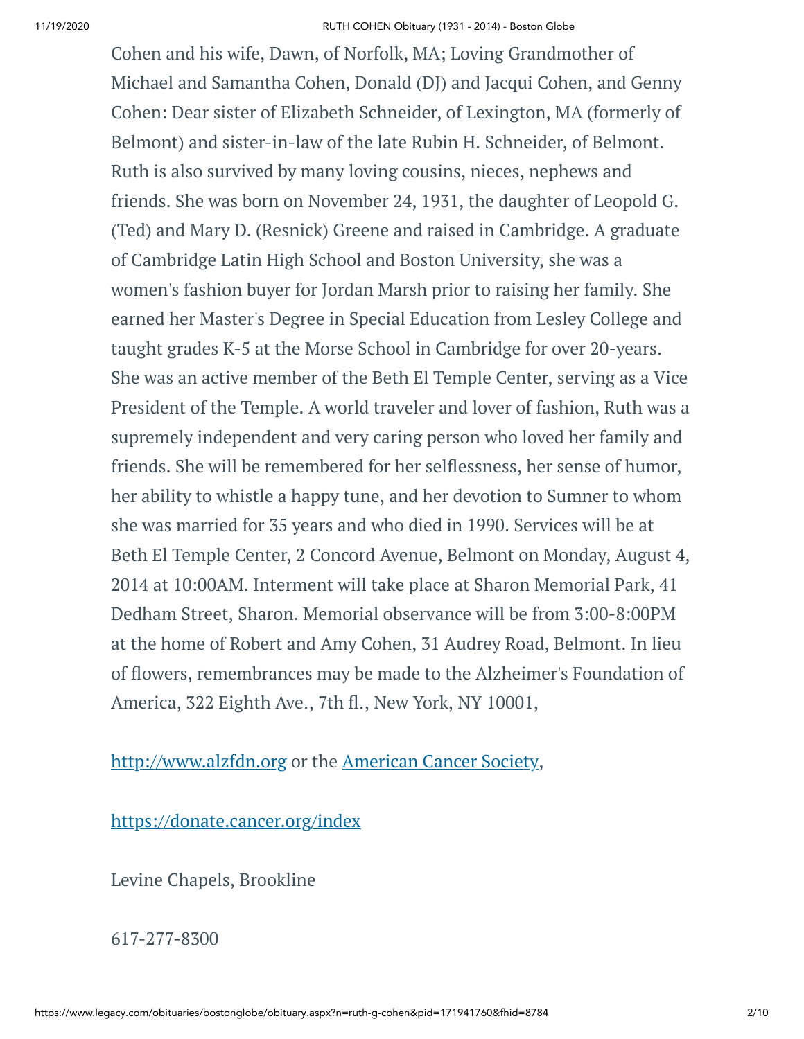Cohen and his wife, Dawn, of Norfolk, MA; Loving Grandmother of Michael and Samantha Cohen, Donald (DJ) and Jacqui Cohen, and Genny Cohen: Dear sister of Elizabeth Schneider, of Lexington, MA (formerly of Belmont) and sister-in-law of the late Rubin H. Schneider, of Belmont. Ruth is also survived by many loving cousins, nieces, nephews and friends. She was born on November 24, 1931, the daughter of Leopold G. (Ted) and Mary D. (Resnick) Greene and raised in Cambridge. A graduate of Cambridge Latin High School and Boston University, she was a women's fashion buyer for Jordan Marsh prior to raising her family. She earned her Master's Degree in Special Education from Lesley College and taught grades K-5 at the Morse School in Cambridge for over 20-years. She was an active member of the Beth El Temple Center, serving as a Vice President of the Temple. A world traveler and lover of fashion, Ruth was a supremely independent and very caring person who loved her family and friends. She will be remembered for her selflessness, her sense of humor, her ability to whistle a happy tune, and her devotion to Sumner to whom she was married for 35 years and who died in 1990. Services will be at Beth El Temple Center, 2 Concord Avenue, Belmont on Monday, August 4, 2014 at 10:00AM. Interment will take place at Sharon Memorial Park, 41 Dedham Street, Sharon. Memorial observance will be from 3:00-8:00PM at the home of Robert and Amy Cohen, 31 Audrey Road, Belmont. In lieu of flowers, remembrances may be made to the Alzheimer's Foundation of America, 322 Eighth Ave., 7th fl., New York, NY 10001,

http://www.alzfdn.org or the American Cancer Society,

https://donate.cancer.org/index

Levine Chapels, Brookline

617-277-8300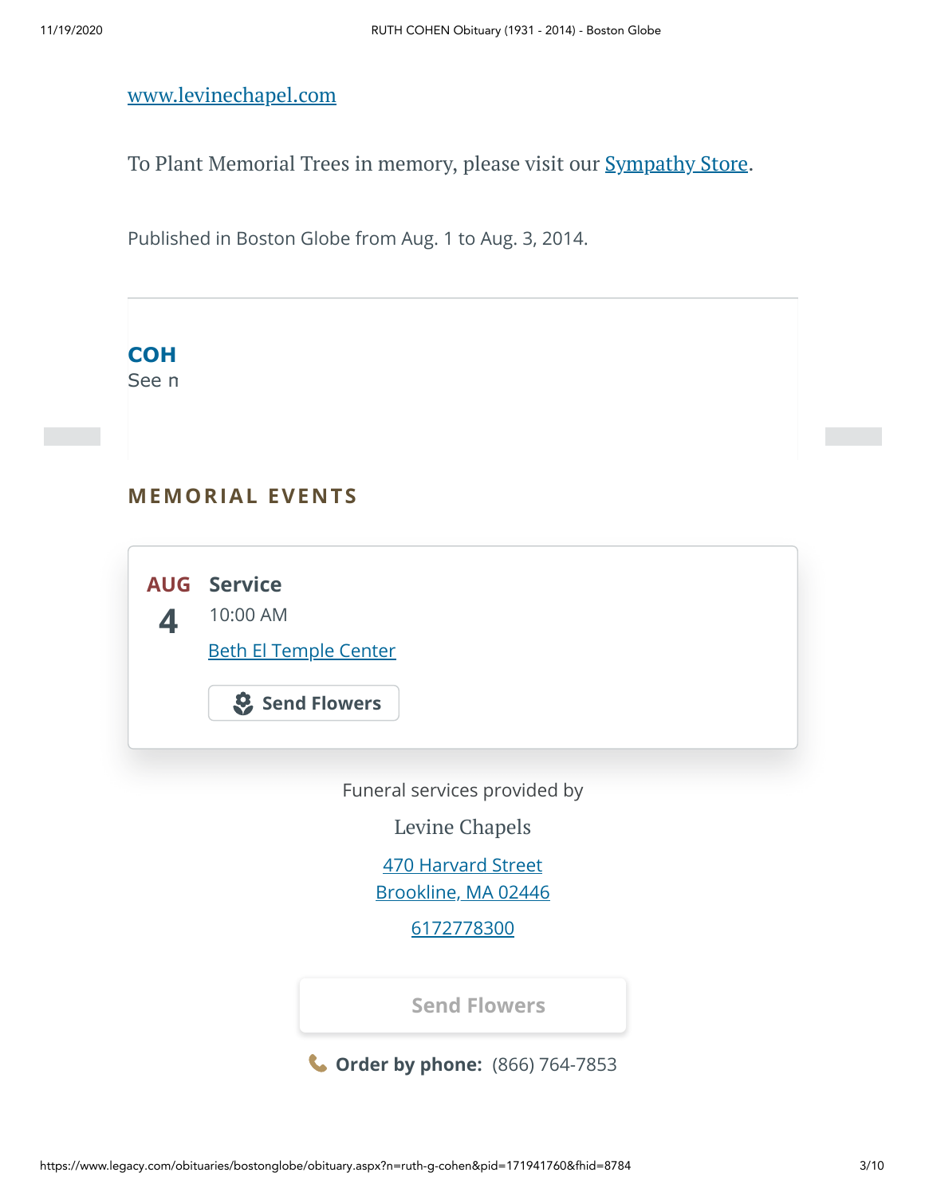www.levinechapel.com

To Plant Memorial Trees in memory, please visit our Sympathy Store.

Published in Boston Globe from Aug. 1 to Aug. 3, 2014.

**COH**
See n

## MEMORIAL EVENTS

**AUG 4**

**Service**
10:00 AM
Beth El Temple Center

Send Flowers

Funeral services provided by

Levine Chapels

470 Harvard Street
Brookline, MA 02446

6172778300

Send Flowers

**Order by phone:** (866) 764-7853